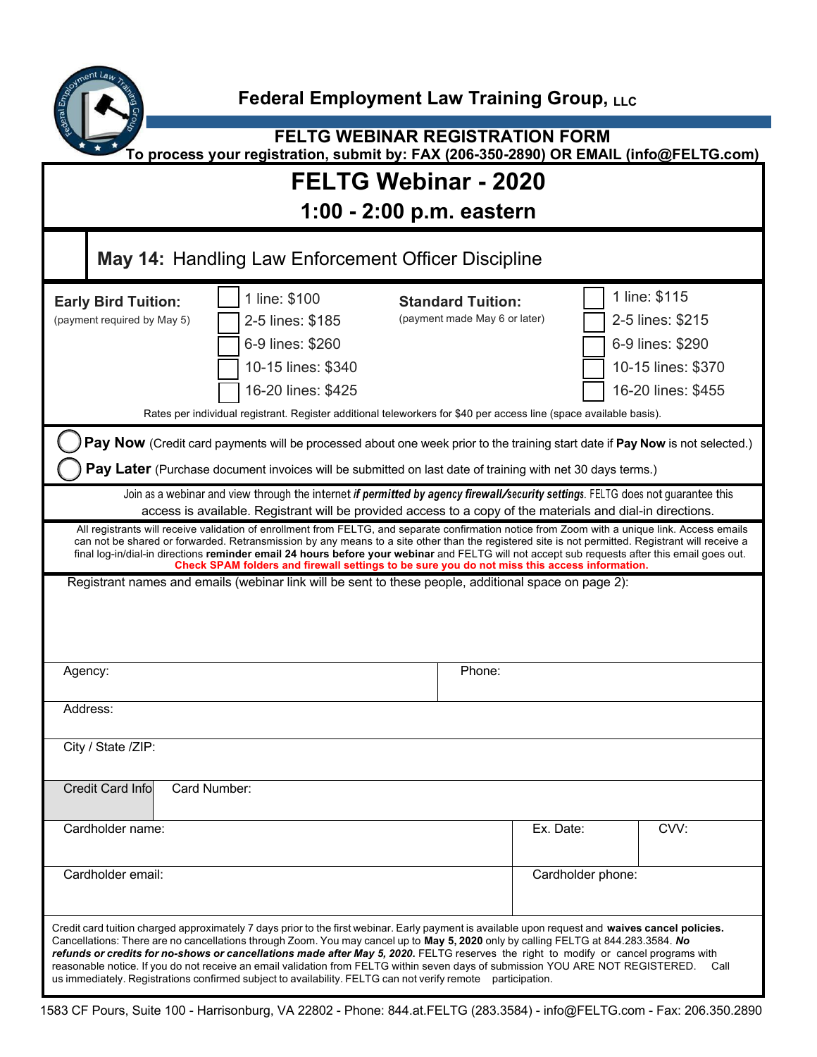# Federal Employment Law Training Group, LLC

## FELTG WEBINAR REGISTRATION FORM

**To process your registration, submit by: FAX (206-350-2890) OR EMAIL (info@FELTG.com)**

## FELTG Webinar - 2020

### 1:00 - 2:00 p.m. eastern

☐ **May 14:** Handling Law Enforcement Officer Discipline

| **Early Bird Tuition:** (payment required by May 5) | | **Standard Tuition:** (payment made May 6 or later) | |
|---|---|---|---|
| ☐ | 1 line: $100 | ☐ | 1 line: $115 |
| ☐ | 2-5 lines: $185 | ☐ | 2-5 lines: $215 |
| ☐ | 6-9 lines: $260 | ☐ | 6-9 lines: $290 |
| ☐ | 10-15 lines: $340 | ☐ | 10-15 lines: $370 |
| ☐ | 16-20 lines: $425 | ☐ | 16-20 lines: $455 |

Rates per individual registrant. Register additional teleworkers for $40 per access line (space available basis).

◯ **Pay Now** (Credit card payments will be processed about one week prior to the training start date if **Pay Now** is not selected.)

◯ **Pay Later** (Purchase document invoices will be submitted on last date of training with net 30 days terms.)

Join as a webinar and view through the internet ***if permitted by agency firewall/security settings***. FELTG does not guarantee this access is available. Registrant will be provided access to a copy of the materials and dial-in directions.

All registrants will receive validation of enrollment from FELTG, and separate confirmation notice from Zoom with a unique link. Access emails can not be shared or forwarded. Retransmission by any means to a site other than the registered site is not permitted. Registrant will receive a final log-in/dial-in directions **reminder email 24 hours before your webinar** and FELTG will not accept sub requests after this email goes out. **Check SPAM folders and firewall settings to be sure you do not miss this access information.**

Registrant names and emails (webinar link will be sent to these people, additional space on page 2):

| Agency: | Phone: |
|---|---|
| Address: | |
| City / State /ZIP: | |

| Credit Card Info | Card Number: | | |
|---|---|---|---|
| Cardholder name: | | Ex. Date: | CVV: |
| Cardholder email: | | Cardholder phone: | |

Credit card tuition charged approximately 7 days prior to the first webinar. Early payment is available upon request and **waives cancel policies.** Cancellations: There are no cancellations through Zoom. You may cancel up to **May 5, 2020** only by calling FELTG at 844.283.3584. ***No refunds or credits for no-shows or cancellations made after May 5, 2020.*** FELTG reserves the right to modify or cancel programs with reasonable notice. If you do not receive an email validation from FELTG within seven days of submission YOU ARE NOT REGISTERED. Call us immediately. Registrations confirmed subject to availability. FELTG can not verify remote participation.

1583 CF Pours, Suite 100 - Harrisonburg, VA 22802 - Phone: 844.at.FELTG (283.3584) - info@FELTG.com - Fax: 206.350.2890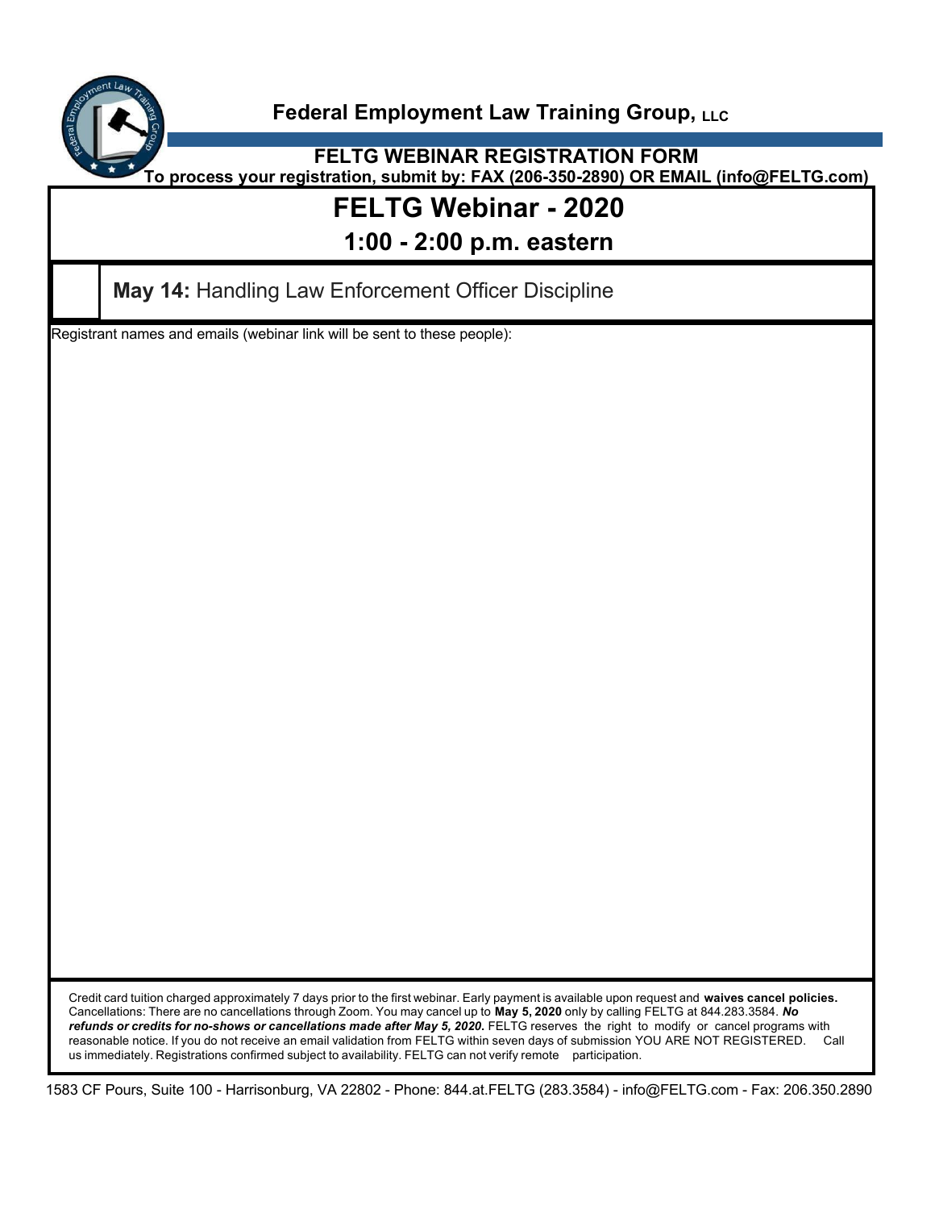**Federal Employment Law Training Group, LLC**

**FELTG WEBINAR REGISTRATION FORM**

**To process your registration, submit by: FAX (206-350-2890) OR EMAIL (info@FELTG.com)**

# FELTG Webinar - 2020

## 1:00 - 2:00 p.m. eastern

| | |
|---|---|
| ☐ | **May 14:** Handling Law Enforcement Officer Discipline |

Registrant names and emails (webinar link will be sent to these people):

Credit card tuition charged approximately 7 days prior to the first webinar. Early payment is available upon request and **waives cancel policies.** Cancellations: There are no cancellations through Zoom. You may cancel up to **May 5, 2020** only by calling FELTG at 844.283.3584. ***No refunds or credits for no-shows or cancellations made after May 5, 2020.*** FELTG reserves the right to modify or cancel programs with reasonable notice. If you do not receive an email validation from FELTG within seven days of submission YOU ARE NOT REGISTERED. Call us immediately. Registrations confirmed subject to availability. FELTG can not verify remote participation.

1583 CF Pours, Suite 100 - Harrisonburg, VA 22802 - Phone: 844.at.FELTG (283.3584) - info@FELTG.com - Fax: 206.350.2890